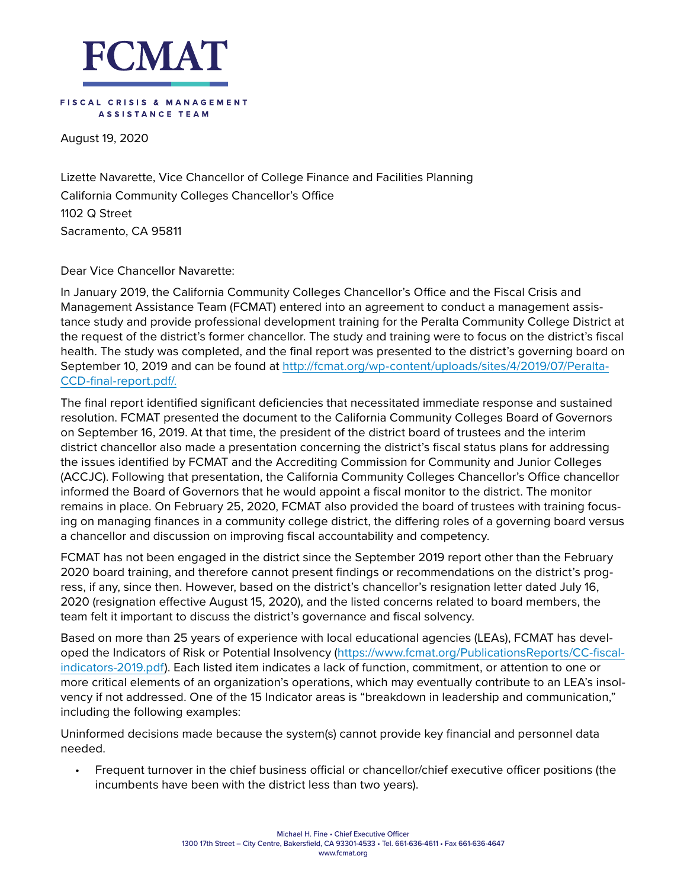# FCMAT

FISCAL CRISIS & MANAGEMENT ASSISTANCE TEAM

August 19, 2020

Lizette Navarette, Vice Chancellor of College Finance and Facilities Planning
California Community Colleges Chancellor's Office
1102 Q Street
Sacramento, CA 95811

Dear Vice Chancellor Navarette:

In January 2019, the California Community Colleges Chancellor's Office and the Fiscal Crisis and Management Assistance Team (FCMAT) entered into an agreement to conduct a management assistance study and provide professional development training for the Peralta Community College District at the request of the district's former chancellor. The study and training were to focus on the district's fiscal health. The study was completed, and the final report was presented to the district's governing board on September 10, 2019 and can be found at [http://fcmat.org/wp-content/uploads/sites/4/2019/07/Peralta-CCD-final-report.pdf/.](http://fcmat.org/wp-content/uploads/sites/4/2019/07/Peralta-CCD-final-report.pdf/)

The final report identified significant deficiencies that necessitated immediate response and sustained resolution. FCMAT presented the document to the California Community Colleges Board of Governors on September 16, 2019. At that time, the president of the district board of trustees and the interim district chancellor also made a presentation concerning the district's fiscal status plans for addressing the issues identified by FCMAT and the Accrediting Commission for Community and Junior Colleges (ACCJC). Following that presentation, the California Community Colleges Chancellor's Office chancellor informed the Board of Governors that he would appoint a fiscal monitor to the district. The monitor remains in place. On February 25, 2020, FCMAT also provided the board of trustees with training focusing on managing finances in a community college district, the differing roles of a governing board versus a chancellor and discussion on improving fiscal accountability and competency.

FCMAT has not been engaged in the district since the September 2019 report other than the February 2020 board training, and therefore cannot present findings or recommendations on the district's progress, if any, since then. However, based on the district's chancellor's resignation letter dated July 16, 2020 (resignation effective August 15, 2020), and the listed concerns related to board members, the team felt it important to discuss the district's governance and fiscal solvency.

Based on more than 25 years of experience with local educational agencies (LEAs), FCMAT has developed the Indicators of Risk or Potential Insolvency ([https://www.fcmat.org/PublicationsReports/CC-fiscal-indicators-2019.pdf](https://www.fcmat.org/PublicationsReports/CC-fiscal-indicators-2019.pdf)). Each listed item indicates a lack of function, commitment, or attention to one or more critical elements of an organization's operations, which may eventually contribute to an LEA's insolvency if not addressed. One of the 15 Indicator areas is "breakdown in leadership and communication," including the following examples:

Uninformed decisions made because the system(s) cannot provide key financial and personnel data needed.

- Frequent turnover in the chief business official or chancellor/chief executive officer positions (the incumbents have been with the district less than two years).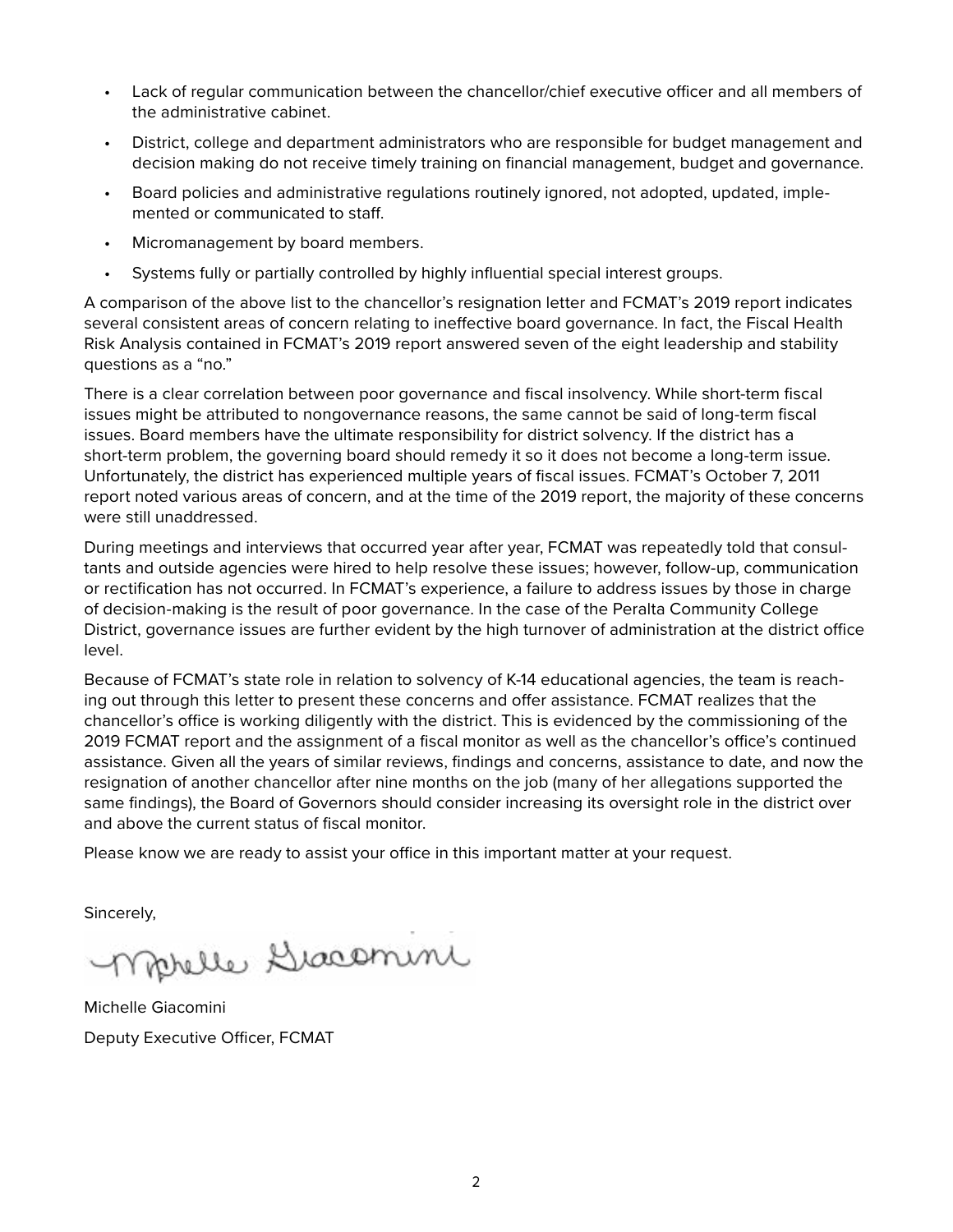- Lack of regular communication between the chancellor/chief executive officer and all members of the administrative cabinet.
- District, college and department administrators who are responsible for budget management and decision making do not receive timely training on financial management, budget and governance.
- Board policies and administrative regulations routinely ignored, not adopted, updated, implemented or communicated to staff.
- Micromanagement by board members.
- Systems fully or partially controlled by highly influential special interest groups.

A comparison of the above list to the chancellor's resignation letter and FCMAT's 2019 report indicates several consistent areas of concern relating to ineffective board governance. In fact, the Fiscal Health Risk Analysis contained in FCMAT's 2019 report answered seven of the eight leadership and stability questions as a "no."

There is a clear correlation between poor governance and fiscal insolvency. While short-term fiscal issues might be attributed to nongovernance reasons, the same cannot be said of long-term fiscal issues. Board members have the ultimate responsibility for district solvency. If the district has a short-term problem, the governing board should remedy it so it does not become a long-term issue. Unfortunately, the district has experienced multiple years of fiscal issues. FCMAT's October 7, 2011 report noted various areas of concern, and at the time of the 2019 report, the majority of these concerns were still unaddressed.

During meetings and interviews that occurred year after year, FCMAT was repeatedly told that consultants and outside agencies were hired to help resolve these issues; however, follow-up, communication or rectification has not occurred. In FCMAT's experience, a failure to address issues by those in charge of decision-making is the result of poor governance. In the case of the Peralta Community College District, governance issues are further evident by the high turnover of administration at the district office level.

Because of FCMAT's state role in relation to solvency of K-14 educational agencies, the team is reaching out through this letter to present these concerns and offer assistance. FCMAT realizes that the chancellor's office is working diligently with the district. This is evidenced by the commissioning of the 2019 FCMAT report and the assignment of a fiscal monitor as well as the chancellor's office's continued assistance. Given all the years of similar reviews, findings and concerns, assistance to date, and now the resignation of another chancellor after nine months on the job (many of her allegations supported the same findings), the Board of Governors should consider increasing its oversight role in the district over and above the current status of fiscal monitor.

Please know we are ready to assist your office in this important matter at your request.

Sincerely,

Michelle Giacomini

Michelle Giacomini

Deputy Executive Officer, FCMAT